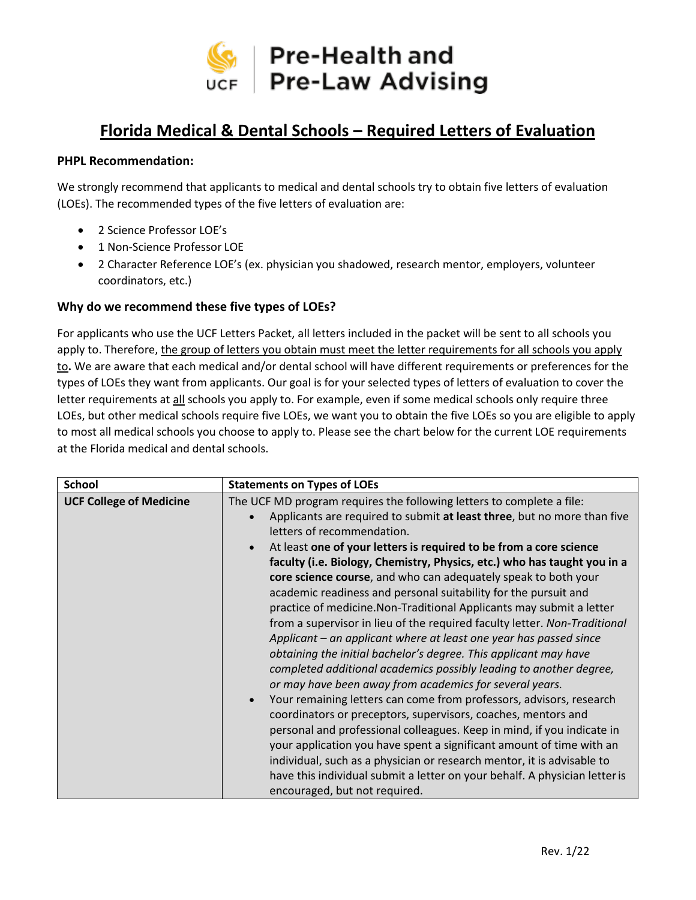# Pre-Health and Pre-Law Advising

## Florida Medical & Dental Schools – Required Letters of Evaluation

### PHPL Recommendation:

We strongly recommend that applicants to medical and dental schools try to obtain five letters of evaluation (LOEs). The recommended types of the five letters of evaluation are:

- 2 Science Professor LOE's
- 1 Non-Science Professor LOE
- 2 Character Reference LOE's (ex. physician you shadowed, research mentor, employers, volunteer coordinators, etc.)

### Why do we recommend these five types of LOEs?

For applicants who use the UCF Letters Packet, all letters included in the packet will be sent to all schools you apply to. Therefore, the group of letters you obtain must meet the letter requirements for all schools you apply to**.** We are aware that each medical and/or dental school will have different requirements or preferences for the types of LOEs they want from applicants. Our goal is for your selected types of letters of evaluation to cover the letter requirements at all schools you apply to. For example, even if some medical schools only require three LOEs, but other medical schools require five LOEs, we want you to obtain the five LOEs so you are eligible to apply to most all medical schools you choose to apply to. Please see the chart below for the current LOE requirements at the Florida medical and dental schools.

| School | Statements on Types of LOEs |
|---|---|
| **UCF College of Medicine** | The UCF MD program requires the following letters to complete a file:<br>• Applicants are required to submit **at least three**, but no more than five letters of recommendation.<br>• At least **one of your letters is required to be from a core science faculty (i.e. Biology, Chemistry, Physics, etc.) who has taught you in a core science course**, and who can adequately speak to both your academic readiness and personal suitability for the pursuit and practice of medicine.Non-Traditional Applicants may submit a letter from a supervisor in lieu of the required faculty letter. *Non-Traditional Applicant – an applicant where at least one year has passed since obtaining the initial bachelor's degree. This applicant may have completed additional academics possibly leading to another degree, or may have been away from academics for several years.*<br>• Your remaining letters can come from professors, advisors, research coordinators or preceptors, supervisors, coaches, mentors and personal and professional colleagues. Keep in mind, if you indicate in your application you have spent a significant amount of time with an individual, such as a physician or research mentor, it is advisable to have this individual submit a letter on your behalf. A physician letter is encouraged, but not required. |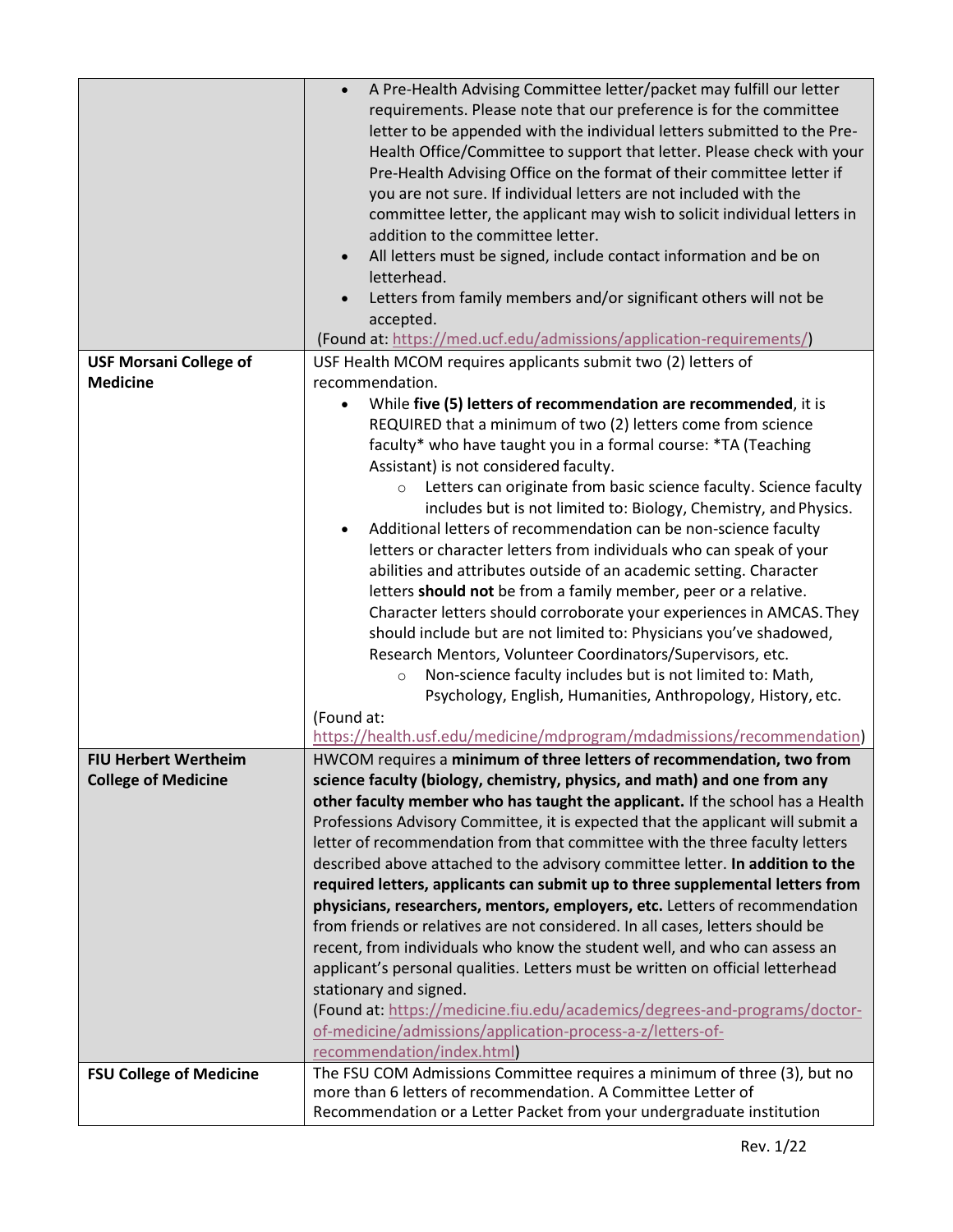| | |
|---|---|
| | • A Pre-Health Advising Committee letter/packet may fulfill our letter requirements. Please note that our preference is for the committee letter to be appended with the individual letters submitted to the Pre-Health Office/Committee to support that letter. Please check with your Pre-Health Advising Office on the format of their committee letter if you are not sure. If individual letters are not included with the committee letter, the applicant may wish to solicit individual letters in addition to the committee letter.<br>• All letters must be signed, include contact information and be on letterhead.<br>• Letters from family members and/or significant others will not be accepted.<br>(Found at: https://med.ucf.edu/admissions/application-requirements/) |
| **USF Morsani College of Medicine** | USF Health MCOM requires applicants submit two (2) letters of recommendation.<br>• While **five (5) letters of recommendation are recommended**, it is REQUIRED that a minimum of two (2) letters come from science faculty* who have taught you in a formal course: *TA (Teaching Assistant) is not considered faculty.<br>&nbsp;&nbsp;&nbsp;&nbsp;○ Letters can originate from basic science faculty. Science faculty includes but is not limited to: Biology, Chemistry, and Physics.<br>• Additional letters of recommendation can be non-science faculty letters or character letters from individuals who can speak of your abilities and attributes outside of an academic setting. Character letters **should not** be from a family member, peer or a relative. Character letters should corroborate your experiences in AMCAS. They should include but are not limited to: Physicians you've shadowed, Research Mentors, Volunteer Coordinators/Supervisors, etc.<br>&nbsp;&nbsp;&nbsp;&nbsp;○ Non-science faculty includes but is not limited to: Math, Psychology, English, Humanities, Anthropology, History, etc.<br>(Found at: https://health.usf.edu/medicine/mdprogram/mdadmissions/recommendation) |
| **FIU Herbert Wertheim College of Medicine** | HWCOM requires a **minimum of three letters of recommendation, two from science faculty (biology, chemistry, physics, and math) and one from any other faculty member who has taught the applicant.** If the school has a Health Professions Advisory Committee, it is expected that the applicant will submit a letter of recommendation from that committee with the three faculty letters described above attached to the advisory committee letter. **In addition to the required letters, applicants can submit up to three supplemental letters from physicians, researchers, mentors, employers, etc.** Letters of recommendation from friends or relatives are not considered. In all cases, letters should be recent, from individuals who know the student well, and who can assess an applicant's personal qualities. Letters must be written on official letterhead stationary and signed.<br>(Found at: https://medicine.fiu.edu/academics/degrees-and-programs/doctor-of-medicine/admissions/application-process-a-z/letters-of-recommendation/index.html) |
| **FSU College of Medicine** | The FSU COM Admissions Committee requires a minimum of three (3), but no more than 6 letters of recommendation. A Committee Letter of Recommendation or a Letter Packet from your undergraduate institution |

Rev. 1/22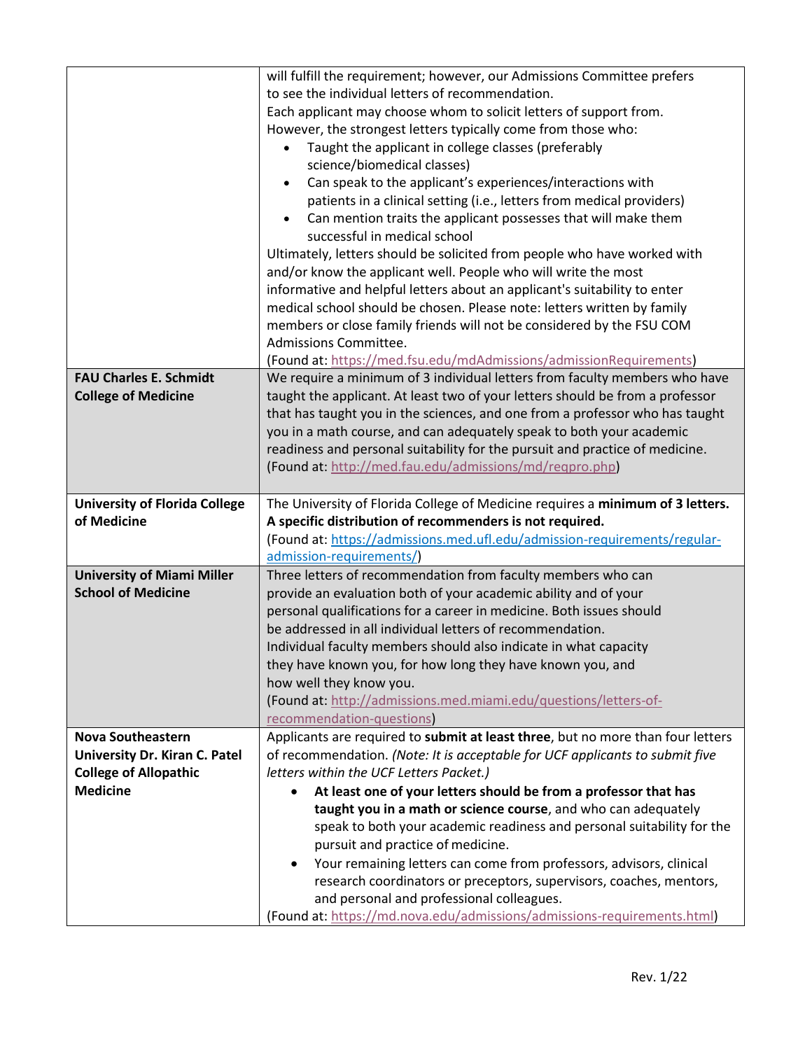| | |
|---|---|
| | will fulfill the requirement; however, our Admissions Committee prefers to see the individual letters of recommendation.<br>Each applicant may choose whom to solicit letters of support from. However, the strongest letters typically come from those who:<br>• Taught the applicant in college classes (preferably science/biomedical classes)<br>• Can speak to the applicant's experiences/interactions with patients in a clinical setting (i.e., letters from medical providers)<br>• Can mention traits the applicant possesses that will make them successful in medical school<br>Ultimately, letters should be solicited from people who have worked with and/or know the applicant well. People who will write the most informative and helpful letters about an applicant's suitability to enter medical school should be chosen. Please note: letters written by family members or close family friends will not be considered by the FSU COM Admissions Committee.<br>(Found at: https://med.fsu.edu/mdAdmissions/admissionRequirements) |
| **FAU Charles E. Schmidt College of Medicine** | We require a minimum of 3 individual letters from faculty members who have taught the applicant. At least two of your letters should be from a professor that has taught you in the sciences, and one from a professor who has taught you in a math course, and can adequately speak to both your academic readiness and personal suitability for the pursuit and practice of medicine.<br>(Found at: http://med.fau.edu/admissions/md/reqpro.php) |
| **University of Florida College of Medicine** | The University of Florida College of Medicine requires a **minimum of 3 letters. A specific distribution of recommenders is not required.**<br>(Found at: https://admissions.med.ufl.edu/admission-requirements/regular-admission-requirements/) |
| **University of Miami Miller School of Medicine** | Three letters of recommendation from faculty members who can provide an evaluation both of your academic ability and of your personal qualifications for a career in medicine. Both issues should be addressed in all individual letters of recommendation.<br>Individual faculty members should also indicate in what capacity they have known you, for how long they have known you, and how well they know you.<br>(Found at: http://admissions.med.miami.edu/questions/letters-of-recommendation-questions) |
| **Nova Southeastern University Dr. Kiran C. Patel College of Allopathic Medicine** | Applicants are required to **submit at least three**, but no more than four letters of recommendation. *(Note: It is acceptable for UCF applicants to submit five letters within the UCF Letters Packet.)*<br>• **At least one of your letters should be from a professor that has taught you in a math or science course**, and who can adequately speak to both your academic readiness and personal suitability for the pursuit and practice of medicine.<br>• Your remaining letters can come from professors, advisors, clinical research coordinators or preceptors, supervisors, coaches, mentors, and personal and professional colleagues.<br>(Found at: https://md.nova.edu/admissions/admissions-requirements.html) |

Rev. 1/22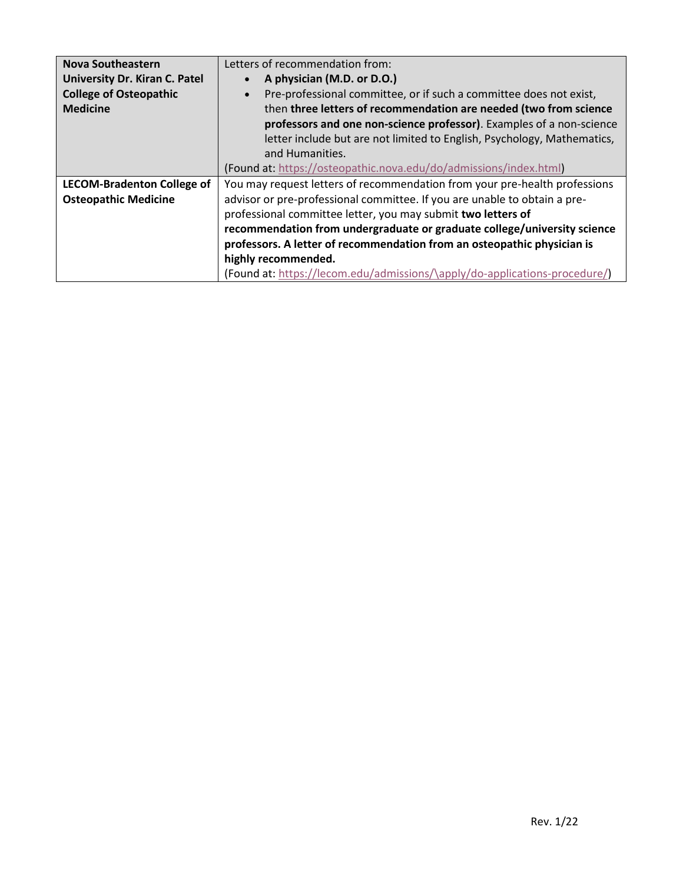| | |
|---|---|
| **Nova Southeastern University Dr. Kiran C. Patel College of Osteopathic Medicine** | Letters of recommendation from:<br>• **A physician (M.D. or D.O.)**<br>• Pre-professional committee, or if such a committee does not exist, then **three letters of recommendation are needed (two from science professors and one non-science professor)**. Examples of a non-science letter include but are not limited to English, Psychology, Mathematics, and Humanities.<br>(Found at: https://osteopathic.nova.edu/do/admissions/index.html) |
| **LECOM-Bradenton College of Osteopathic Medicine** | You may request letters of recommendation from your pre-health professions advisor or pre-professional committee. If you are unable to obtain a pre-professional committee letter, you may submit **two letters of recommendation from undergraduate or graduate college/university science professors. A letter of recommendation from an osteopathic physician is highly recommended.**<br>(Found at: https://lecom.edu/admissions/\apply/do-applications-procedure/) |

Rev. 1/22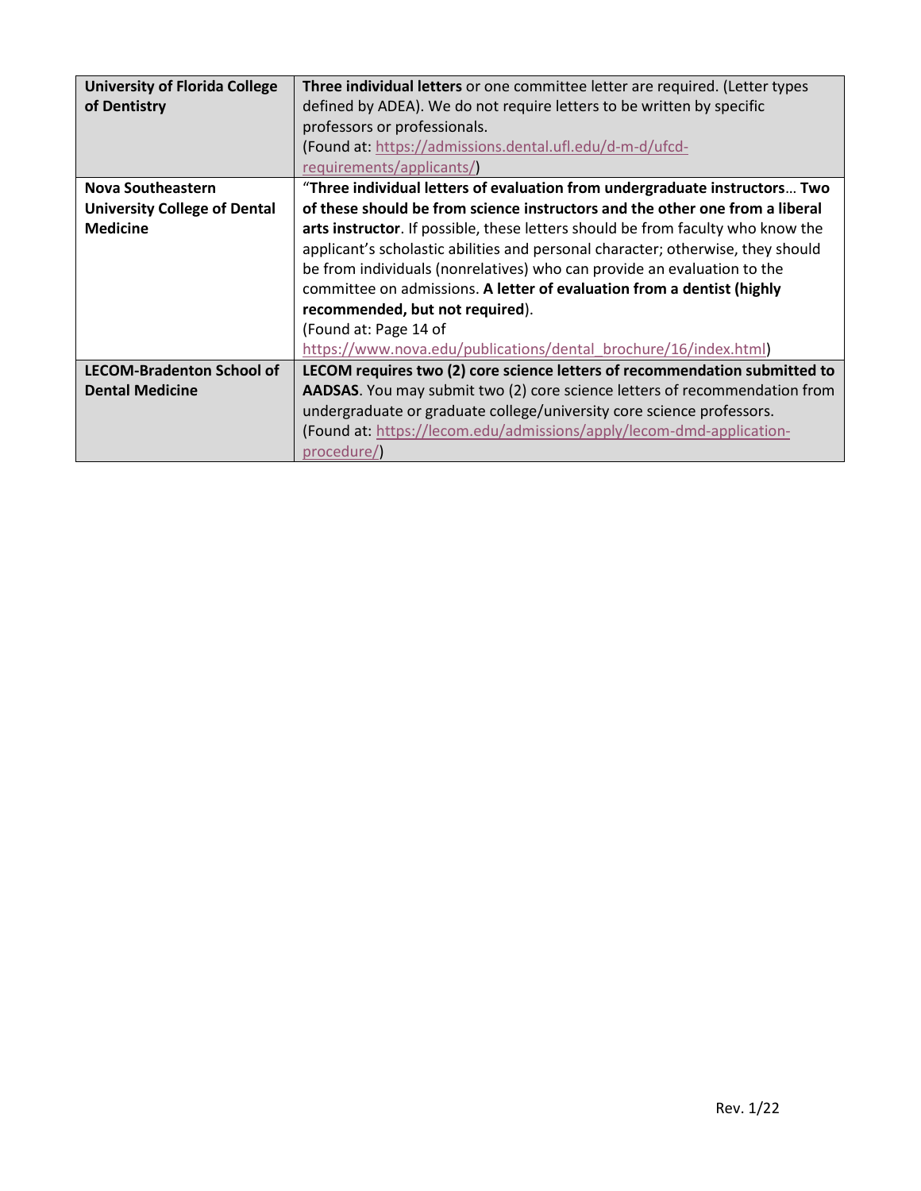| | |
|---|---|
| **University of Florida College of Dentistry** | **Three individual letters** or one committee letter are required. (Letter types defined by ADEA). We do not require letters to be written by specific professors or professionals.<br>(Found at: https://admissions.dental.ufl.edu/d-m-d/ufcd-requirements/applicants/) |
| **Nova Southeastern University College of Dental Medicine** | "**Three individual letters of evaluation from undergraduate instructors… Two of these should be from science instructors and the other one from a liberal arts instructor**. If possible, these letters should be from faculty who know the applicant's scholastic abilities and personal character; otherwise, they should be from individuals (nonrelatives) who can provide an evaluation to the committee on admissions. **A letter of evaluation from a dentist (highly recommended, but not required**).<br>(Found at: Page 14 of https://www.nova.edu/publications/dental_brochure/16/index.html) |
| **LECOM-Bradenton School of Dental Medicine** | **LECOM requires two (2) core science letters of recommendation submitted to AADSAS**. You may submit two (2) core science letters of recommendation from undergraduate or graduate college/university core science professors.<br>(Found at: https://lecom.edu/admissions/apply/lecom-dmd-application-procedure/) |

Rev. 1/22